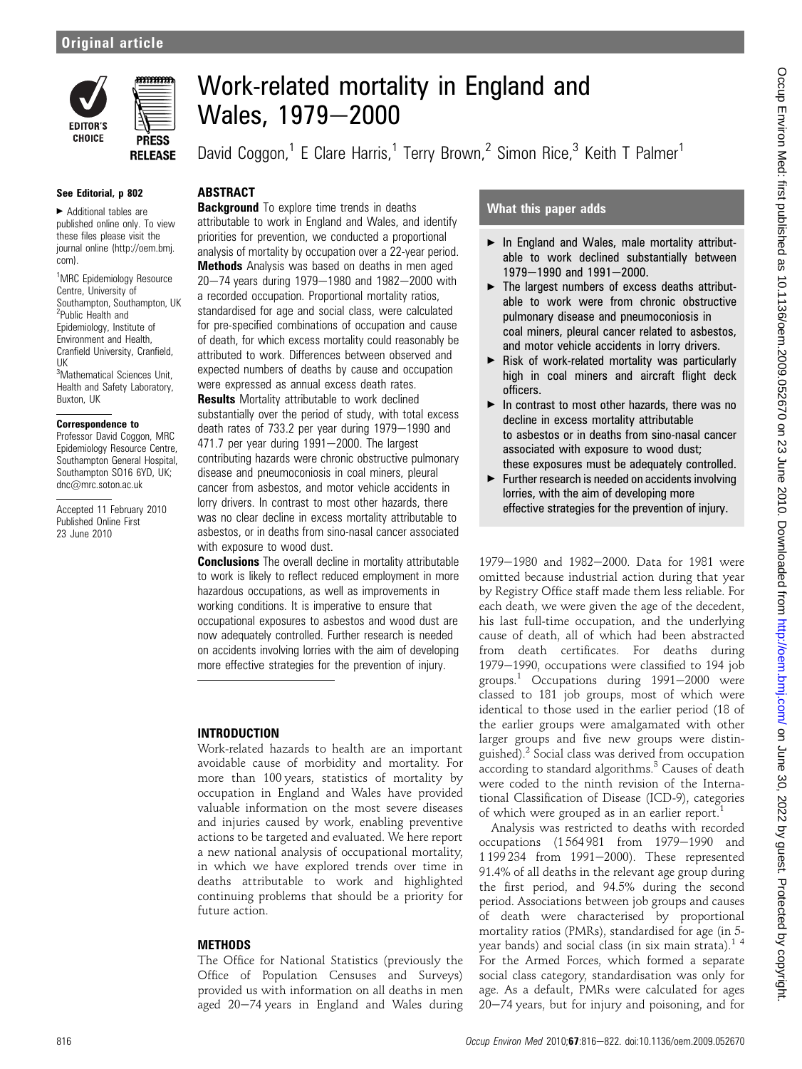Original article

# Work-related mortality in England and Wales, 1979–2000

David Coggon,[1] E Clare Harris,[1] Terry Brown,[2] Simon Rice,[3] Keith T Palmer[1]

See Editorial, p 802

► Additional tables are published online only. To view these files please visit the journal online (http://oem.bmj.com).

[1]MRC Epidemiology Resource Centre, University of Southampton, Southampton, UK
[2]Public Health and Epidemiology, Institute of Environment and Health, Cranfield University, Cranfield, UK
[3]Mathematical Sciences Unit, Health and Safety Laboratory, Buxton, UK

**Correspondence to**
Professor David Coggon, MRC Epidemiology Resource Centre, Southampton General Hospital, Southampton SO16 6YD, UK; dnc@mrc.soton.ac.uk

Accepted 11 February 2010
Published Online First 23 June 2010

## ABSTRACT

**Background** To explore time trends in deaths attributable to work in England and Wales, and identify priorities for prevention, we conducted a proportional analysis of mortality by occupation over a 22-year period.

**Methods** Analysis was based on deaths in men aged 20–74 years during 1979–1980 and 1982–2000 with a recorded occupation. Proportional mortality ratios, standardised for age and social class, were calculated for pre-specified combinations of occupation and cause of death, for which excess mortality could reasonably be attributed to work. Differences between observed and expected numbers of deaths by cause and occupation were expressed as annual excess death rates.

**Results** Mortality attributable to work declined substantially over the period of study, with total excess death rates of 733.2 per year during 1979–1990 and 471.7 per year during 1991–2000. The largest contributing hazards were chronic obstructive pulmonary disease and pneumoconiosis in coal miners, pleural cancer from asbestos, and motor vehicle accidents in lorry drivers. In contrast to most other hazards, there was no clear decline in excess mortality attributable to asbestos, or in deaths from sino-nasal cancer associated with exposure to wood dust.

**Conclusions** The overall decline in mortality attributable to work is likely to reflect reduced employment in more hazardous occupations, as well as improvements in working conditions. It is imperative to ensure that occupational exposures to asbestos and wood dust are now adequately controlled. Further research is needed on accidents involving lorries with the aim of developing more effective strategies for the prevention of injury.

### What this paper adds

- In England and Wales, male mortality attributable to work declined substantially between 1979–1990 and 1991–2000.
- The largest numbers of excess deaths attributable to work were from chronic obstructive pulmonary disease and pneumoconiosis in coal miners, pleural cancer related to asbestos, and motor vehicle accidents in lorry drivers.
- Risk of work-related mortality was particularly high in coal miners and aircraft flight deck officers.
- In contrast to most other hazards, there was no decline in excess mortality attributable to asbestos or in deaths from sino-nasal cancer associated with exposure to wood dust; these exposures must be adequately controlled.
- Further research is needed on accidents involving lorries, with the aim of developing more effective strategies for the prevention of injury.

## INTRODUCTION

Work-related hazards to health are an important avoidable cause of morbidity and mortality. For more than 100 years, statistics of mortality by occupation in England and Wales have provided valuable information on the most severe diseases and injuries caused by work, enabling preventive actions to be targeted and evaluated. We here report a new national analysis of occupational mortality, in which we have explored trends over time in deaths attributable to work and highlighted continuing problems that should be a priority for future action.

## METHODS

The Office for National Statistics (previously the Office of Population Censuses and Surveys) provided us with information on all deaths in men aged 20–74 years in England and Wales during 1979–1980 and 1982–2000. Data for 1981 were omitted because industrial action during that year by Registry Office staff made them less reliable. For each death, we were given the age of the decedent, his last full-time occupation, and the underlying cause of death, all of which had been abstracted from death certificates. For deaths during 1979–1990, occupations were classified to 194 job groups.[1] Occupations during 1991–2000 were classed to 181 job groups, most of which were identical to those used in the earlier period (18 of the earlier groups were amalgamated with other larger groups and five new groups were distinguished).[2] Social class was derived from occupation according to standard algorithms.[3] Causes of death were coded to the ninth revision of the International Classification of Disease (ICD-9), categories of which were grouped as in an earlier report.[1]

Analysis was restricted to deaths with recorded occupations (1 564 981 from 1979–1990 and 1 199 234 from 1991–2000). These represented 91.4% of all deaths in the relevant age group during the first period, and 94.5% during the second period. Associations between job groups and causes of death were characterised by proportional mortality ratios (PMRs), standardised for age (in 5-year bands) and social class (in six main strata).[1,4] For the Armed Forces, which formed a separate social class category, standardisation was only for age. As a default, PMRs were calculated for ages 20–74 years, but for injury and poisoning, and for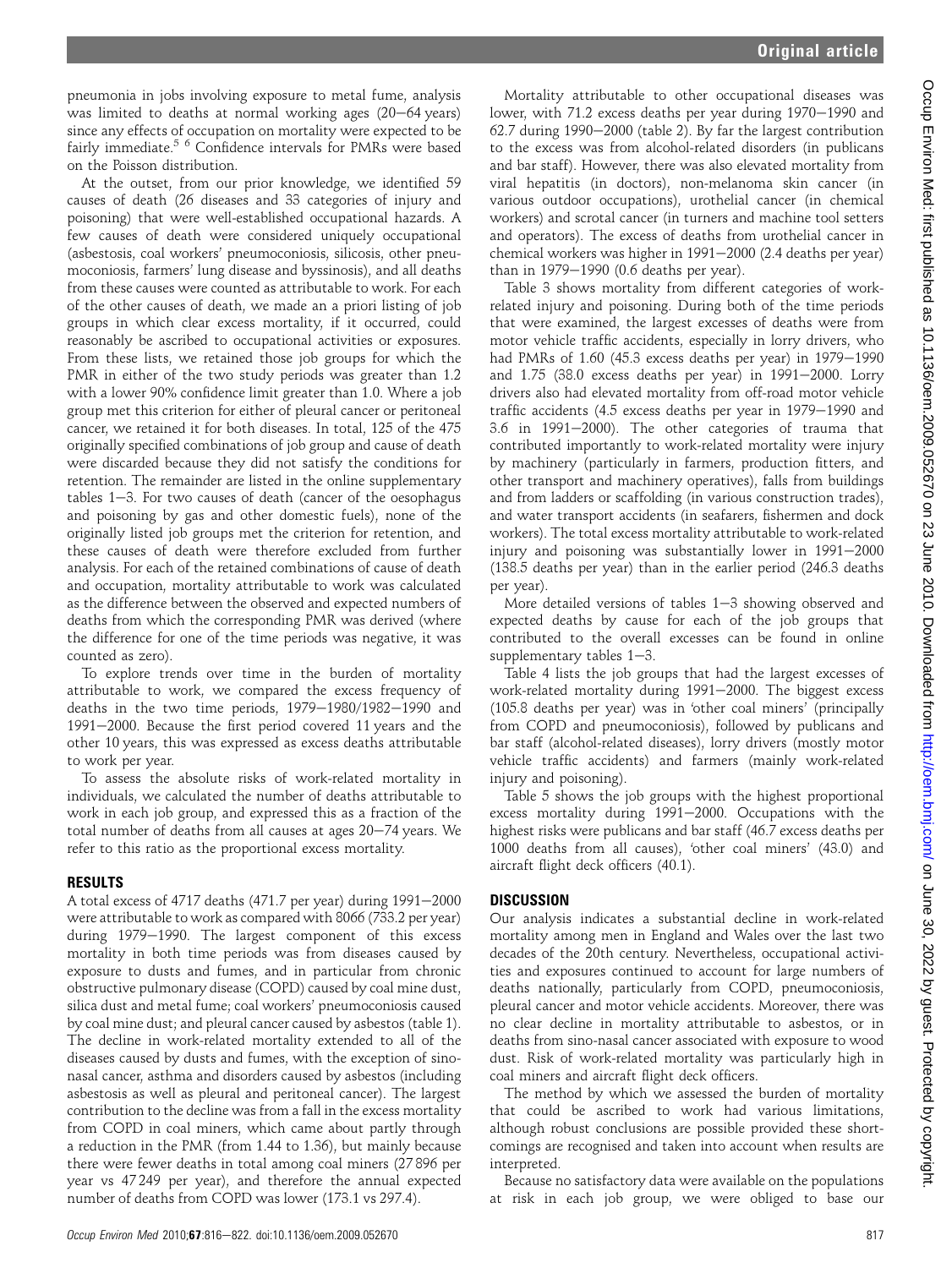pneumonia in jobs involving exposure to metal fume, analysis was limited to deaths at normal working ages (20–64 years) since any effects of occupation on mortality were expected to be fairly immediate.[5 6] Confidence intervals for PMRs were based on the Poisson distribution.

At the outset, from our prior knowledge, we identified 59 causes of death (26 diseases and 33 categories of injury and poisoning) that were well-established occupational hazards. A few causes of death were considered uniquely occupational (asbestosis, coal workers' pneumoconiosis, silicosis, other pneumoconiosis, farmers' lung disease and byssinosis), and all deaths from these causes were counted as attributable to work. For each of the other causes of death, we made an a priori listing of job groups in which clear excess mortality, if it occurred, could reasonably be ascribed to occupational activities or exposures. From these lists, we retained those job groups for which the PMR in either of the two study periods was greater than 1.2 with a lower 90% confidence limit greater than 1.0. Where a job group met this criterion for either of pleural cancer or peritoneal cancer, we retained it for both diseases. In total, 125 of the 475 originally specified combinations of job group and cause of death were discarded because they did not satisfy the conditions for retention. The remainder are listed in the online supplementary tables 1–3. For two causes of death (cancer of the oesophagus and poisoning by gas and other domestic fuels), none of the originally listed job groups met the criterion for retention, and these causes of death were therefore excluded from further analysis. For each of the retained combinations of cause of death and occupation, mortality attributable to work was calculated as the difference between the observed and expected numbers of deaths from which the corresponding PMR was derived (where the difference for one of the time periods was negative, it was counted as zero).

To explore trends over time in the burden of mortality attributable to work, we compared the excess frequency of deaths in the two time periods, 1979–1980/1982–1990 and 1991–2000. Because the first period covered 11 years and the other 10 years, this was expressed as excess deaths attributable to work per year.

To assess the absolute risks of work-related mortality in individuals, we calculated the number of deaths attributable to work in each job group, and expressed this as a fraction of the total number of deaths from all causes at ages 20–74 years. We refer to this ratio as the proportional excess mortality.

## RESULTS

A total excess of 4717 deaths (471.7 per year) during 1991–2000 were attributable to work as compared with 8066 (733.2 per year) during 1979–1990. The largest component of this excess mortality in both time periods was from diseases caused by exposure to dusts and fumes, and in particular from chronic obstructive pulmonary disease (COPD) caused by coal mine dust, silica dust and metal fume; coal workers' pneumoconiosis caused by coal mine dust; and pleural cancer caused by asbestos (table 1). The decline in work-related mortality extended to all of the diseases caused by dusts and fumes, with the exception of sino-nasal cancer, asthma and disorders caused by asbestos (including asbestosis as well as pleural and peritoneal cancer). The largest contribution to the decline was from a fall in the excess mortality from COPD in coal miners, which came about partly through a reduction in the PMR (from 1.44 to 1.36), but mainly because there were fewer deaths in total among coal miners (27 896 per year vs 47 249 per year), and therefore the annual expected number of deaths from COPD was lower (173.1 vs 297.4).

Mortality attributable to other occupational diseases was lower, with 71.2 excess deaths per year during 1970–1990 and 62.7 during 1990–2000 (table 2). By far the largest contribution to the excess was from alcohol-related disorders (in publicans and bar staff). However, there was also elevated mortality from viral hepatitis (in doctors), non-melanoma skin cancer (in various outdoor occupations), urothelial cancer (in chemical workers) and scrotal cancer (in turners and machine tool setters and operators). The excess of deaths from urothelial cancer in chemical workers was higher in 1991–2000 (2.4 deaths per year) than in 1979–1990 (0.6 deaths per year).

Table 3 shows mortality from different categories of work-related injury and poisoning. During both of the time periods that were examined, the largest excesses of deaths were from motor vehicle traffic accidents, especially in lorry drivers, who had PMRs of 1.60 (45.3 excess deaths per year) in 1979–1990 and 1.75 (38.0 excess deaths per year) in 1991–2000. Lorry drivers also had elevated mortality from off-road motor vehicle traffic accidents (4.5 excess deaths per year in 1979–1990 and 3.6 in 1991–2000). The other categories of trauma that contributed importantly to work-related mortality were injury by machinery (particularly in farmers, production fitters, and other transport and machinery operatives), falls from buildings and from ladders or scaffolding (in various construction trades), and water transport accidents (in seafarers, fishermen and dock workers). The total excess mortality attributable to work-related injury and poisoning was substantially lower in 1991–2000 (138.5 deaths per year) than in the earlier period (246.3 deaths per year).

More detailed versions of tables 1–3 showing observed and expected deaths by cause for each of the job groups that contributed to the overall excesses can be found in online supplementary tables 1–3.

Table 4 lists the job groups that had the largest excesses of work-related mortality during 1991–2000. The biggest excess (105.8 deaths per year) was in 'other coal miners' (principally from COPD and pneumoconiosis), followed by publicans and bar staff (alcohol-related diseases), lorry drivers (mostly motor vehicle traffic accidents) and farmers (mainly work-related injury and poisoning).

Table 5 shows the job groups with the highest proportional excess mortality during 1991–2000. Occupations with the highest risks were publicans and bar staff (46.7 excess deaths per 1000 deaths from all causes), 'other coal miners' (43.0) and aircraft flight deck officers (40.1).

## DISCUSSION

Our analysis indicates a substantial decline in work-related mortality among men in England and Wales over the last two decades of the 20th century. Nevertheless, occupational activities and exposures continued to account for large numbers of deaths nationally, particularly from COPD, pneumoconiosis, pleural cancer and motor vehicle accidents. Moreover, there was no clear decline in mortality attributable to asbestos, or in deaths from sino-nasal cancer associated with exposure to wood dust. Risk of work-related mortality was particularly high in coal miners and aircraft flight deck officers.

The method by which we assessed the burden of mortality that could be ascribed to work had various limitations, although robust conclusions are possible provided these shortcomings are recognised and taken into account when results are interpreted.

Because no satisfactory data were available on the populations at risk in each job group, we were obliged to base our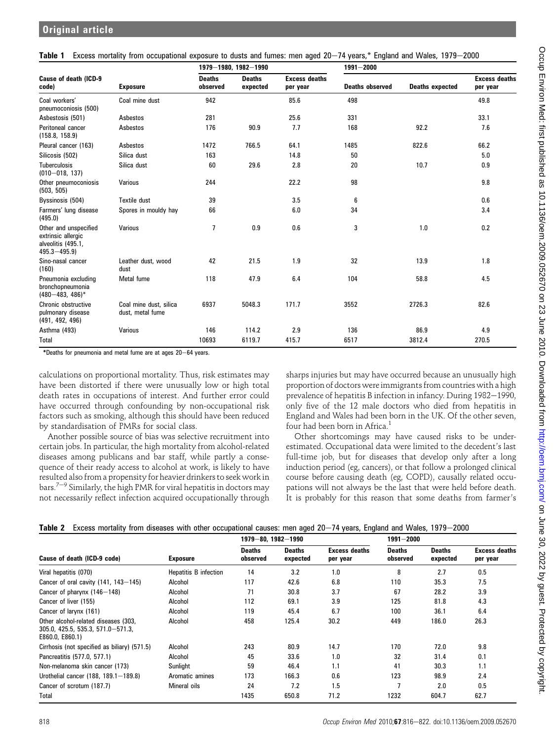**Table 1** Excess mortality from occupational exposure to dusts and fumes: men aged 20–74 years,* England and Wales, 1979–2000

| Cause of death (ICD-9 code) | Exposure | 1979–1980, 1982–1990 | | | 1991–2000 | | |
|---|---|---|---|---|---|---|---|
| | | Deaths observed | Deaths expected | Excess deaths per year | Deaths observed | Deaths expected | Excess deaths per year |
| Coal workers' pneumoconiosis (500) | Coal mine dust | 942 | | 85.6 | 498 | | 49.8 |
| Asbestosis (501) | Asbestos | 281 | | 25.6 | 331 | | 33.1 |
| Peritoneal cancer (158.8, 158.9) | Asbestos | 176 | 90.9 | 7.7 | 168 | 92.2 | 7.6 |
| Pleural cancer (163) | Asbestos | 1472 | 766.5 | 64.1 | 1485 | 822.6 | 66.2 |
| Silicosis (502) | Silica dust | 163 | | 14.8 | 50 | | 5.0 |
| Tuberculosis (010–018, 137) | Silica dust | 60 | 29.6 | 2.8 | 20 | 10.7 | 0.9 |
| Other pneumoconiosis (503, 505) | Various | 244 | | 22.2 | 98 | | 9.8 |
| Byssinosis (504) | Textile dust | 39 | | 3.5 | 6 | | 0.6 |
| Farmers' lung disease (495.0) | Spores in mouldy hay | 66 | | 6.0 | 34 | | 3.4 |
| Other and unspecified extrinsic allergic alveolitis (495.1, 495.3–495.9) | Various | 7 | 0.9 | 0.6 | 3 | 1.0 | 0.2 |
| Sino-nasal cancer (160) | Leather dust, wood dust | 42 | 21.5 | 1.9 | 32 | 13.9 | 1.8 |
| Pneumonia excluding bronchopneumonia (480–483, 486)* | Metal fume | 118 | 47.9 | 6.4 | 104 | 58.8 | 4.5 |
| Chronic obstructive pulmonary disease (491, 492, 496) | Coal mine dust, silica dust, metal fume | 6937 | 5048.3 | 171.7 | 3552 | 2726.3 | 82.6 |
| Asthma (493) | Various | 146 | 114.2 | 2.9 | 136 | 86.9 | 4.9 |
| Total | | 10693 | 6119.7 | 415.7 | 6517 | 3812.4 | 270.5 |

*Deaths for pneumonia and metal fume are at ages 20–64 years.

calculations on proportional mortality. Thus, risk estimates may have been distorted if there were unusually low or high total death rates in occupations of interest. And further error could have occurred through confounding by non-occupational risk factors such as smoking, although this should have been reduced by standardisation of PMRs for social class.

Another possible source of bias was selective recruitment into certain jobs. In particular, the high mortality from alcohol-related diseases among publicans and bar staff, while partly a consequence of their ready access to alcohol at work, is likely to have resulted also from a propensity for heavier drinkers to seek work in bars.[7–9] Similarly, the high PMR for viral hepatitis in doctors may not necessarily reflect infection acquired occupationally through sharps injuries but may have occurred because an unusually high proportion of doctors were immigrants from countries with a high prevalence of hepatitis B infection in infancy. During 1982–1990, only five of the 12 male doctors who died from hepatitis in England and Wales had been born in the UK. Of the other seven, four had been born in Africa.[1]

Other shortcomings may have caused risks to be underestimated. Occupational data were limited to the decedent's last full-time job, but for diseases that develop only after a long induction period (eg, cancers), or that follow a prolonged clinical course before causing death (eg, COPD), causally related occupations will not always be the last that were held before death. It is probably for this reason that some deaths from farmer's

**Table 2** Excess mortality from diseases with other occupational causes: men aged 20–74 years, England and Wales, 1979–2000

| Cause of death (ICD-9 code) | Exposure | 1979–80, 1982–1990 | | | 1991–2000 | | |
|---|---|---|---|---|---|---|---|
| | | Deaths observed | Deaths expected | Excess deaths per year | Deaths observed | Deaths expected | Excess deaths per year |
| Viral hepatitis (070) | Hepatitis B infection | 14 | 3.2 | 1.0 | 8 | 2.7 | 0.5 |
| Cancer of oral cavity (141, 143–145) | Alcohol | 117 | 42.6 | 6.8 | 110 | 35.3 | 7.5 |
| Cancer of pharynx (146–148) | Alcohol | 71 | 30.8 | 3.7 | 67 | 28.2 | 3.9 |
| Cancer of liver (155) | Alcohol | 112 | 69.1 | 3.9 | 125 | 81.8 | 4.3 |
| Cancer of larynx (161) | Alcohol | 119 | 45.4 | 6.7 | 100 | 36.1 | 6.4 |
| Other alcohol-related diseases (303, 305.0, 425.5, 535.3, 571.0–571.3, E860.0, E860.1) | Alcohol | 458 | 125.4 | 30.2 | 449 | 186.0 | 26.3 |
| Cirrhosis (not specified as biliary) (571.5) | Alcohol | 243 | 80.9 | 14.7 | 170 | 72.0 | 9.8 |
| Pancreatitis (577.0, 577.1) | Alcohol | 45 | 33.6 | 1.0 | 32 | 31.4 | 0.1 |
| Non-melanoma skin cancer (173) | Sunlight | 59 | 46.4 | 1.1 | 41 | 30.3 | 1.1 |
| Urothelial cancer (188, 189.1–189.8) | Aromatic amines | 173 | 166.3 | 0.6 | 123 | 98.9 | 2.4 |
| Cancer of scrotum (187.7) | Mineral oils | 24 | 7.2 | 1.5 | 7 | 2.0 | 0.5 |
| Total | | 1435 | 650.8 | 71.2 | 1232 | 604.7 | 62.7 |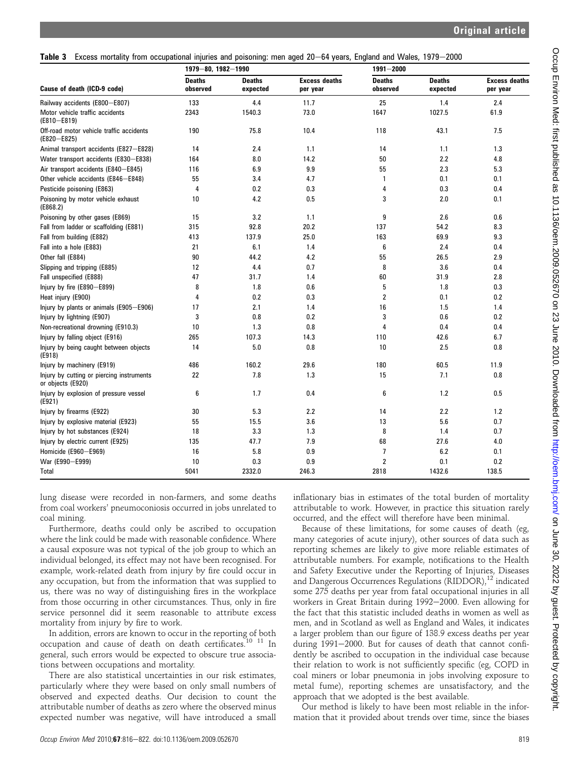**Table 3** Excess mortality from occupational injuries and poisoning: men aged 20–64 years, England and Wales, 1979–2000

| | 1979–80, 1982–1990 | | | 1991–2000 | | |
|---|---|---|---|---|---|---|
| Cause of death (ICD-9 code) | Deaths observed | Deaths expected | Excess deaths per year | Deaths observed | Deaths expected | Excess deaths per year |
| Railway accidents (E800–E807) | 133 | 4.4 | 11.7 | 25 | 1.4 | 2.4 |
| Motor vehicle traffic accidents (E810–E819) | 2343 | 1540.3 | 73.0 | 1647 | 1027.5 | 61.9 |
| Off-road motor vehicle traffic accidents (E820–E825) | 190 | 75.8 | 10.4 | 118 | 43.1 | 7.5 |
| Animal transport accidents (E827–E828) | 14 | 2.4 | 1.1 | 14 | 1.1 | 1.3 |
| Water transport accidents (E830–E838) | 164 | 8.0 | 14.2 | 50 | 2.2 | 4.8 |
| Air transport accidents (E840–E845) | 116 | 6.9 | 9.9 | 55 | 2.3 | 5.3 |
| Other vehicle accidents (E846–E848) | 55 | 3.4 | 4.7 | 1 | 0.1 | 0.1 |
| Pesticide poisoning (E863) | 4 | 0.2 | 0.3 | 4 | 0.3 | 0.4 |
| Poisoning by motor vehicle exhaust (E868.2) | 10 | 4.2 | 0.5 | 3 | 2.0 | 0.1 |
| Poisoning by other gases (E869) | 15 | 3.2 | 1.1 | 9 | 2.6 | 0.6 |
| Fall from ladder or scaffolding (E881) | 315 | 92.8 | 20.2 | 137 | 54.2 | 8.3 |
| Fall from building (E882) | 413 | 137.9 | 25.0 | 163 | 69.9 | 9.3 |
| Fall into a hole (E883) | 21 | 6.1 | 1.4 | 6 | 2.4 | 0.4 |
| Other fall (E884) | 90 | 44.2 | 4.2 | 55 | 26.5 | 2.9 |
| Slipping and tripping (E885) | 12 | 4.4 | 0.7 | 8 | 3.6 | 0.4 |
| Fall unspecified (E888) | 47 | 31.7 | 1.4 | 60 | 31.9 | 2.8 |
| Injury by fire (E890–E899) | 8 | 1.8 | 0.6 | 5 | 1.8 | 0.3 |
| Heat injury (E900) | 4 | 0.2 | 0.3 | 2 | 0.1 | 0.2 |
| Injury by plants or animals (E905–E906) | 17 | 2.1 | 1.4 | 16 | 1.5 | 1.4 |
| Injury by lightning (E907) | 3 | 0.8 | 0.2 | 3 | 0.6 | 0.2 |
| Non-recreational drowning (E910.3) | 10 | 1.3 | 0.8 | 4 | 0.4 | 0.4 |
| Injury by falling object (E916) | 265 | 107.3 | 14.3 | 110 | 42.6 | 6.7 |
| Injury by being caught between objects (E918) | 14 | 5.0 | 0.8 | 10 | 2.5 | 0.8 |
| Injury by machinery (E919) | 486 | 160.2 | 29.6 | 180 | 60.5 | 11.9 |
| Injury by cutting or piercing instruments or objects (E920) | 22 | 7.8 | 1.3 | 15 | 7.1 | 0.8 |
| Injury by explosion of pressure vessel (E921) | 6 | 1.7 | 0.4 | 6 | 1.2 | 0.5 |
| Injury by firearms (E922) | 30 | 5.3 | 2.2 | 14 | 2.2 | 1.2 |
| Injury by explosive material (E923) | 55 | 15.5 | 3.6 | 13 | 5.6 | 0.7 |
| Injury by hot substances (E924) | 18 | 3.3 | 1.3 | 8 | 1.4 | 0.7 |
| Injury by electric current (E925) | 135 | 47.7 | 7.9 | 68 | 27.6 | 4.0 |
| Homicide (E960–E969) | 16 | 5.8 | 0.9 | 7 | 6.2 | 0.1 |
| War (E990–E999) | 10 | 0.3 | 0.9 | 2 | 0.1 | 0.2 |
| Total | 5041 | 2332.0 | 246.3 | 2818 | 1432.6 | 138.5 |

lung disease were recorded in non-farmers, and some deaths from coal workers' pneumoconiosis occurred in jobs unrelated to coal mining.

Furthermore, deaths could only be ascribed to occupation where the link could be made with reasonable confidence. Where a causal exposure was not typical of the job group to which an individual belonged, its effect may not have been recognised. For example, work-related death from injury by fire could occur in any occupation, but from the information that was supplied to us, there was no way of distinguishing fires in the workplace from those occurring in other circumstances. Thus, only in fire service personnel did it seem reasonable to attribute excess mortality from injury by fire to work.

In addition, errors are known to occur in the reporting of both occupation and cause of death on death certificates.[10 11] In general, such errors would be expected to obscure true associations between occupations and mortality.

There are also statistical uncertainties in our risk estimates, particularly where they were based on only small numbers of observed and expected deaths. Our decision to count the attributable number of deaths as zero where the observed minus expected number was negative, will have introduced a small inflationary bias in estimates of the total burden of mortality attributable to work. However, in practice this situation rarely occurred, and the effect will therefore have been minimal.

Because of these limitations, for some causes of death (eg, many categories of acute injury), other sources of data such as reporting schemes are likely to give more reliable estimates of attributable numbers. For example, notifications to the Health and Safety Executive under the Reporting of Injuries, Diseases and Dangerous Occurrences Regulations (RIDDOR),[12] indicated some 275 deaths per year from fatal occupational injuries in all workers in Great Britain during 1992–2000. Even allowing for the fact that this statistic included deaths in women as well as men, and in Scotland as well as England and Wales, it indicates a larger problem than our figure of 138.9 excess deaths per year during 1991–2000. But for causes of death that cannot confidently be ascribed to occupation in the individual case because their relation to work is not sufficiently specific (eg, COPD in coal miners or lobar pneumonia in jobs involving exposure to metal fume), reporting schemes are unsatisfactory, and the approach that we adopted is the best available.

Our method is likely to have been most reliable in the information that it provided about trends over time, since the biases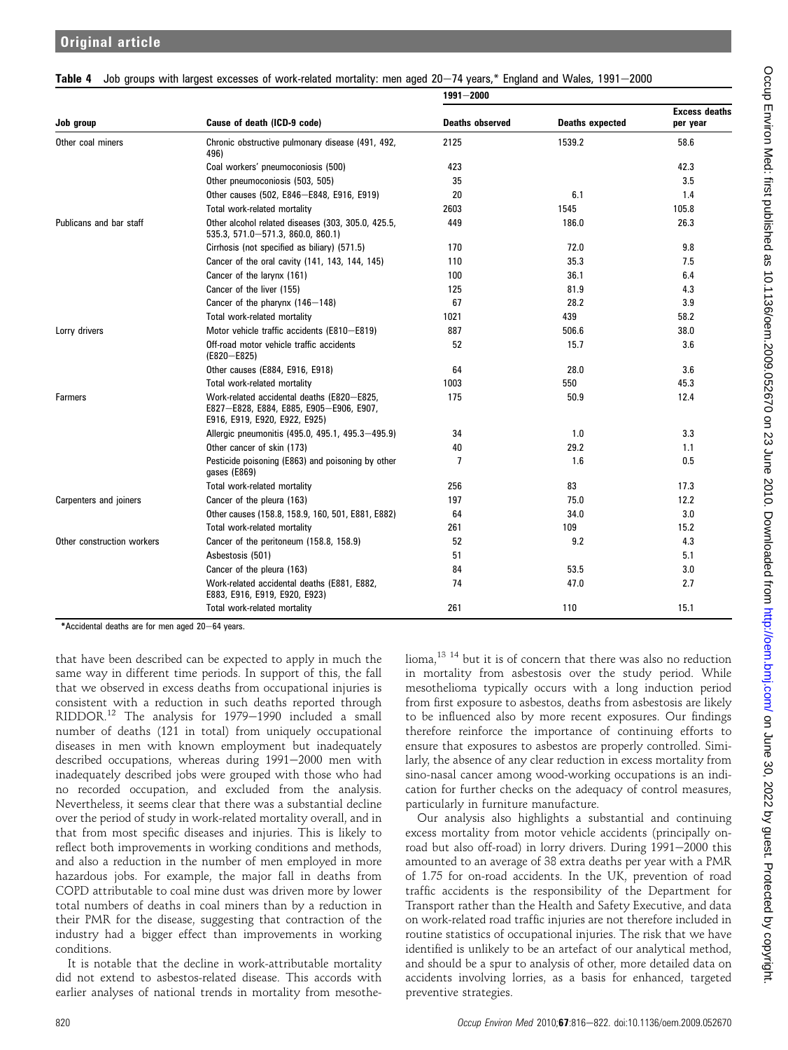**Table 4** Job groups with largest excesses of work-related mortality: men aged 20–74 years,* England and Wales, 1991–2000

| Job group | Cause of death (ICD-9 code) | 1991–2000 | | |
|---|---|---|---|---|
| | | Deaths observed | Deaths expected | Excess deaths per year |
| Other coal miners | Chronic obstructive pulmonary disease (491, 492, 496) | 2125 | 1539.2 | 58.6 |
| | Coal workers' pneumoconiosis (500) | 423 | | 42.3 |
| | Other pneumoconiosis (503, 505) | 35 | | 3.5 |
| | Other causes (502, E846–E848, E916, E919) | 20 | 6.1 | 1.4 |
| | Total work-related mortality | 2603 | 1545 | 105.8 |
| Publicans and bar staff | Other alcohol related diseases (303, 305.0, 425.5, 535.3, 571.0–571.3, 860.0, 860.1) | 449 | 186.0 | 26.3 |
| | Cirrhosis (not specified as biliary) (571.5) | 170 | 72.0 | 9.8 |
| | Cancer of the oral cavity (141, 143, 144, 145) | 110 | 35.3 | 7.5 |
| | Cancer of the larynx (161) | 100 | 36.1 | 6.4 |
| | Cancer of the liver (155) | 125 | 81.9 | 4.3 |
| | Cancer of the pharynx (146–148) | 67 | 28.2 | 3.9 |
| | Total work-related mortality | 1021 | 439 | 58.2 |
| Lorry drivers | Motor vehicle traffic accidents (E810–E819) | 887 | 506.6 | 38.0 |
| | Off-road motor vehicle traffic accidents (E820–E825) | 52 | 15.7 | 3.6 |
| | Other causes (E884, E916, E918) | 64 | 28.0 | 3.6 |
| | Total work-related mortality | 1003 | 550 | 45.3 |
| Farmers | Work-related accidental deaths (E820–E825, E827–E828, E884, E885, E905–E906, E907, E916, E919, E920, E922, E925) | 175 | 50.9 | 12.4 |
| | Allergic pneumonitis (495.0, 495.1, 495.3–495.9) | 34 | 1.0 | 3.3 |
| | Other cancer of skin (173) | 40 | 29.2 | 1.1 |
| | Pesticide poisoning (E863) and poisoning by other gases (E869) | 7 | 1.6 | 0.5 |
| | Total work-related mortality | 256 | 83 | 17.3 |
| Carpenters and joiners | Cancer of the pleura (163) | 197 | 75.0 | 12.2 |
| | Other causes (158.8, 158.9, 160, 501, E881, E882) | 64 | 34.0 | 3.0 |
| | Total work-related mortality | 261 | 109 | 15.2 |
| Other construction workers | Cancer of the peritoneum (158.8, 158.9) | 52 | 9.2 | 4.3 |
| | Asbestosis (501) | 51 | | 5.1 |
| | Cancer of the pleura (163) | 84 | 53.5 | 3.0 |
| | Work-related accidental deaths (E881, E882, E883, E916, E919, E920, E923) | 74 | 47.0 | 2.7 |
| | Total work-related mortality | 261 | 110 | 15.1 |

*Accidental deaths are for men aged 20–64 years.

that have been described can be expected to apply in much the same way in different time periods. In support of this, the fall that we observed in excess deaths from occupational injuries is consistent with a reduction in such deaths reported through RIDDOR.[12] The analysis for 1979–1990 included a small number of deaths (121 in total) from uniquely occupational diseases in men with known employment but inadequately described occupations, whereas during 1991–2000 men with inadequately described jobs were grouped with those who had no recorded occupation, and excluded from the analysis. Nevertheless, it seems clear that there was a substantial decline over the period of study in work-related mortality overall, and in that from most specific diseases and injuries. This is likely to reflect both improvements in working conditions and methods, and also a reduction in the number of men employed in more hazardous jobs. For example, the major fall in deaths from COPD attributable to coal mine dust was driven more by lower total numbers of deaths in coal miners than by a reduction in their PMR for the disease, suggesting that contraction of the industry had a bigger effect than improvements in working conditions.

It is notable that the decline in work-attributable mortality did not extend to asbestos-related disease. This accords with earlier analyses of national trends in mortality from mesothelioma,[13 14] but it is of concern that there was also no reduction in mortality from asbestosis over the study period. While mesothelioma typically occurs with a long induction period from first exposure to asbestos, deaths from asbestosis are likely to be influenced also by more recent exposures. Our findings therefore reinforce the importance of continuing efforts to ensure that exposures to asbestos are properly controlled. Similarly, the absence of any clear reduction in excess mortality from sino-nasal cancer among wood-working occupations is an indication for further checks on the adequacy of control measures, particularly in furniture manufacture.

Our analysis also highlights a substantial and continuing excess mortality from motor vehicle accidents (principally on-road but also off-road) in lorry drivers. During 1991–2000 this amounted to an average of 38 extra deaths per year with a PMR of 1.75 for on-road accidents. In the UK, prevention of road traffic accidents is the responsibility of the Department for Transport rather than the Health and Safety Executive, and data on work-related road traffic injuries are not therefore included in routine statistics of occupational injuries. The risk that we have identified is unlikely to be an artefact of our analytical method, and should be a spur to analysis of other, more detailed data on accidents involving lorries, as a basis for enhanced, targeted preventive strategies.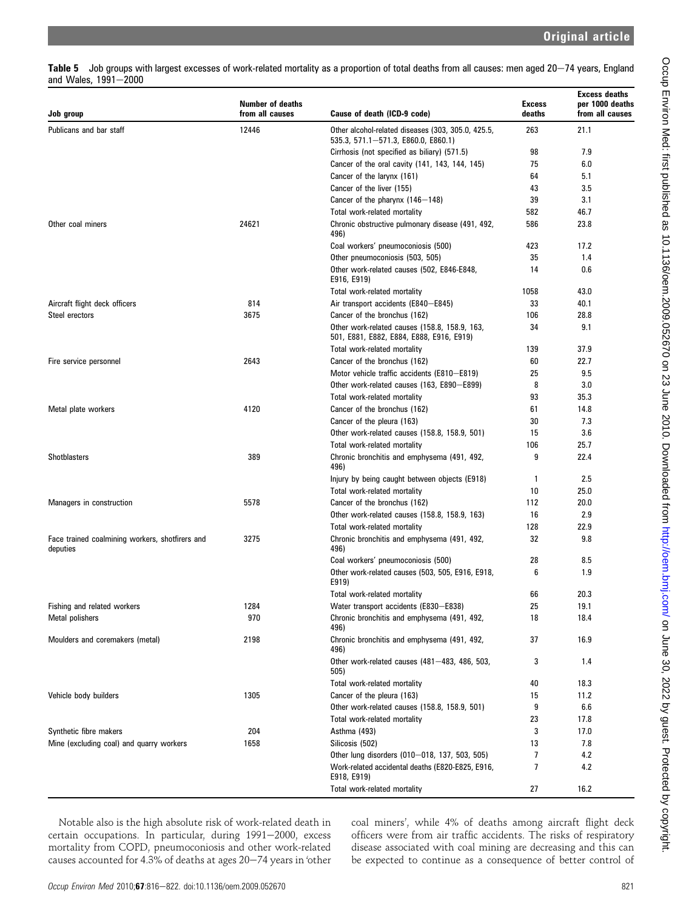**Table 5** Job groups with largest excesses of work-related mortality as a proportion of total deaths from all causes: men aged 20–74 years, England and Wales, 1991–2000

| Job group | Number of deaths from all causes | Cause of death (ICD-9 code) | Excess deaths | Excess deaths per 1000 deaths from all causes |
|---|---|---|---|---|
| Publicans and bar staff | 12446 | Other alcohol-related diseases (303, 305.0, 425.5, 535.3, 571.1–571.3, E860.0, E860.1) | 263 | 21.1 |
| | | Cirrhosis (not specified as biliary) (571.5) | 98 | 7.9 |
| | | Cancer of the oral cavity (141, 143, 144, 145) | 75 | 6.0 |
| | | Cancer of the larynx (161) | 64 | 5.1 |
| | | Cancer of the liver (155) | 43 | 3.5 |
| | | Cancer of the pharynx (146–148) | 39 | 3.1 |
| | | Total work-related mortality | 582 | 46.7 |
| Other coal miners | 24621 | Chronic obstructive pulmonary disease (491, 492, 496) | 586 | 23.8 |
| | | Coal workers' pneumoconiosis (500) | 423 | 17.2 |
| | | Other pneumoconiosis (503, 505) | 35 | 1.4 |
| | | Other work-related causes (502, E846-E848, E916, E919) | 14 | 0.6 |
| | | Total work-related mortality | 1058 | 43.0 |
| Aircraft flight deck officers | 814 | Air transport accidents (E840–E845) | 33 | 40.1 |
| Steel erectors | 3675 | Cancer of the bronchus (162) | 106 | 28.8 |
| | | Other work-related causes (158.8, 158.9, 163, 501, E881, E882, E884, E888, E916, E919) | 34 | 9.1 |
| | | Total work-related mortality | 139 | 37.9 |
| Fire service personnel | 2643 | Cancer of the bronchus (162) | 60 | 22.7 |
| | | Motor vehicle traffic accidents (E810–E819) | 25 | 9.5 |
| | | Other work-related causes (163, E890–E899) | 8 | 3.0 |
| | | Total work-related mortality | 93 | 35.3 |
| Metal plate workers | 4120 | Cancer of the bronchus (162) | 61 | 14.8 |
| | | Cancer of the pleura (163) | 30 | 7.3 |
| | | Other work-related causes (158.8, 158.9, 501) | 15 | 3.6 |
| | | Total work-related mortality | 106 | 25.7 |
| Shotblasters | 389 | Chronic bronchitis and emphysema (491, 492, 496) | 9 | 22.4 |
| | | Injury by being caught between objects (E918) | 1 | 2.5 |
| | | Total work-related mortality | 10 | 25.0 |
| Managers in construction | 5578 | Cancer of the bronchus (162) | 112 | 20.0 |
| | | Other work-related causes (158.8, 158.9, 163) | 16 | 2.9 |
| | | Total work-related mortality | 128 | 22.9 |
| Face trained coalmining workers, shotfirers and deputies | 3275 | Chronic bronchitis and emphysema (491, 492, 496) | 32 | 9.8 |
| | | Coal workers' pneumoconiosis (500) | 28 | 8.5 |
| | | Other work-related causes (503, 505, E916, E918, E919) | 6 | 1.9 |
| | | Total work-related mortality | 66 | 20.3 |
| Fishing and related workers | 1284 | Water transport accidents (E830–E838) | 25 | 19.1 |
| Metal polishers | 970 | Chronic bronchitis and emphysema (491, 492, 496) | 18 | 18.4 |
| Moulders and coremakers (metal) | 2198 | Chronic bronchitis and emphysema (491, 492, 496) | 37 | 16.9 |
| | | Other work-related causes (481–483, 486, 503, 505) | 3 | 1.4 |
| | | Total work-related mortality | 40 | 18.3 |
| Vehicle body builders | 1305 | Cancer of the pleura (163) | 15 | 11.2 |
| | | Other work-related causes (158.8, 158.9, 501) | 9 | 6.6 |
| | | Total work-related mortality | 23 | 17.8 |
| Synthetic fibre makers | 204 | Asthma (493) | 3 | 17.0 |
| Mine (excluding coal) and quarry workers | 1658 | Silicosis (502) | 13 | 7.8 |
| | | Other lung disorders (010–018, 137, 503, 505) | 7 | 4.2 |
| | | Work-related accidental deaths (E820-E825, E916, E918, E919) | 7 | 4.2 |
| | | Total work-related mortality | 27 | 16.2 |

Notable also is the high absolute risk of work-related death in certain occupations. In particular, during 1991–2000, excess mortality from COPD, pneumoconiosis and other work-related causes accounted for 4.3% of deaths at ages 20–74 years in 'other coal miners', while 4% of deaths among aircraft flight deck officers were from air traffic accidents. The risks of respiratory disease associated with coal mining are decreasing and this can be expected to continue as a consequence of better control of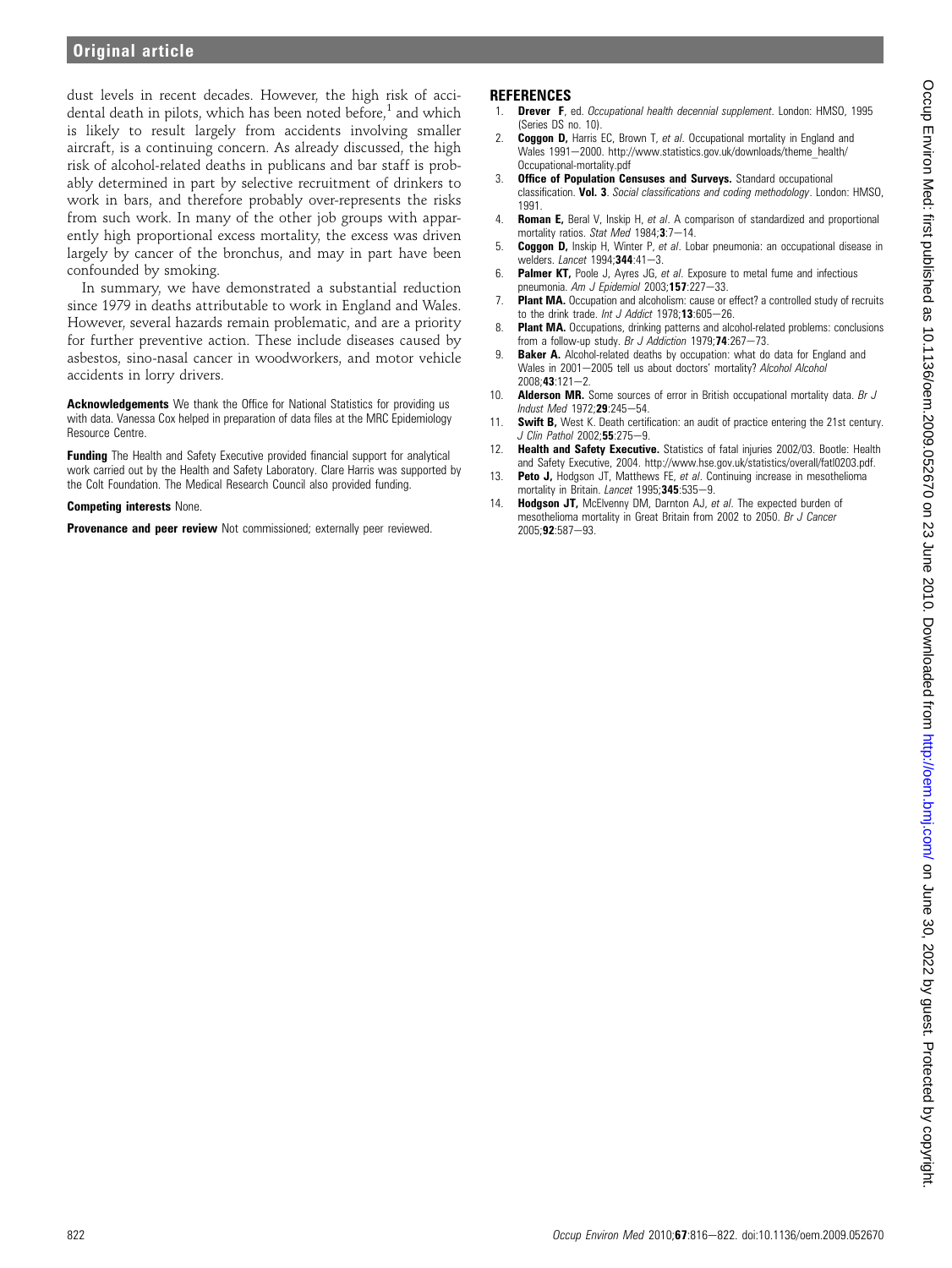dust levels in recent decades. However, the high risk of accidental death in pilots, which has been noted before,[1] and which is likely to result largely from accidents involving smaller aircraft, is a continuing concern. As already discussed, the high risk of alcohol-related deaths in publicans and bar staff is probably determined in part by selective recruitment of drinkers to work in bars, and therefore probably over-represents the risks from such work. In many of the other job groups with apparently high proportional excess mortality, the excess was driven largely by cancer of the bronchus, and may in part have been confounded by smoking.

In summary, we have demonstrated a substantial reduction since 1979 in deaths attributable to work in England and Wales. However, several hazards remain problematic, and are a priority for further preventive action. These include diseases caused by asbestos, sino-nasal cancer in woodworkers, and motor vehicle accidents in lorry drivers.

**Acknowledgements** We thank the Office for National Statistics for providing us with data. Vanessa Cox helped in preparation of data files at the MRC Epidemiology Resource Centre.

**Funding** The Health and Safety Executive provided financial support for analytical work carried out by the Health and Safety Laboratory. Clare Harris was supported by the Colt Foundation. The Medical Research Council also provided funding.

**Competing interests** None.

**Provenance and peer review** Not commissioned; externally peer reviewed.

## REFERENCES

1. **Drever F**, ed. *Occupational health decennial supplement*. London: HMSO, 1995 (Series DS no. 10).
2. **Coggon D,** Harris EC, Brown T, *et al*. Occupational mortality in England and Wales 1991–2000. http://www.statistics.gov.uk/downloads/theme_health/Occupational-mortality.pdf
3. **Office of Population Censuses and Surveys.** Standard occupational classification. **Vol. 3**. *Social classifications and coding methodology*. London: HMSO, 1991.
4. **Roman E,** Beral V, Inskip H, *et al*. A comparison of standardized and proportional mortality ratios. *Stat Med* 1984;**3**:7–14.
5. **Coggon D,** Inskip H, Winter P, *et al*. Lobar pneumonia: an occupational disease in welders. *Lancet* 1994;**344**:41–3.
6. **Palmer KT,** Poole J, Ayres JG, *et al*. Exposure to metal fume and infectious pneumonia. *Am J Epidemiol* 2003;**157**:227–33.
7. **Plant MA.** Occupation and alcoholism: cause or effect? a controlled study of recruits to the drink trade. *Int J Addict* 1978;**13**:605–26.
8. **Plant MA.** Occupations, drinking patterns and alcohol-related problems: conclusions from a follow-up study. *Br J Addiction* 1979;**74**:267–73.
9. **Baker A.** Alcohol-related deaths by occupation: what do data for England and Wales in 2001–2005 tell us about doctors' mortality? *Alcohol Alcohol* 2008;**43**:121–2.
10. **Alderson MR.** Some sources of error in British occupational mortality data. *Br J Indust Med* 1972;**29**:245–54.
11. **Swift B,** West K. Death certification: an audit of practice entering the 21st century. *J Clin Pathol* 2002;**55**:275–9.
12. **Health and Safety Executive.** Statistics of fatal injuries 2002/03. Bootle: Health and Safety Executive, 2004. http://www.hse.gov.uk/statistics/overall/fatl0203.pdf.
13. **Peto J,** Hodgson JT, Matthews FE, *et al*. Continuing increase in mesothelioma mortality in Britain. *Lancet* 1995;**345**:535–9.
14. **Hodgson JT,** McElvenny DM, Darnton AJ, *et al*. The expected burden of mesothelioma mortality in Great Britain from 2002 to 2050. *Br J Cancer* 2005;**92**:587–93.